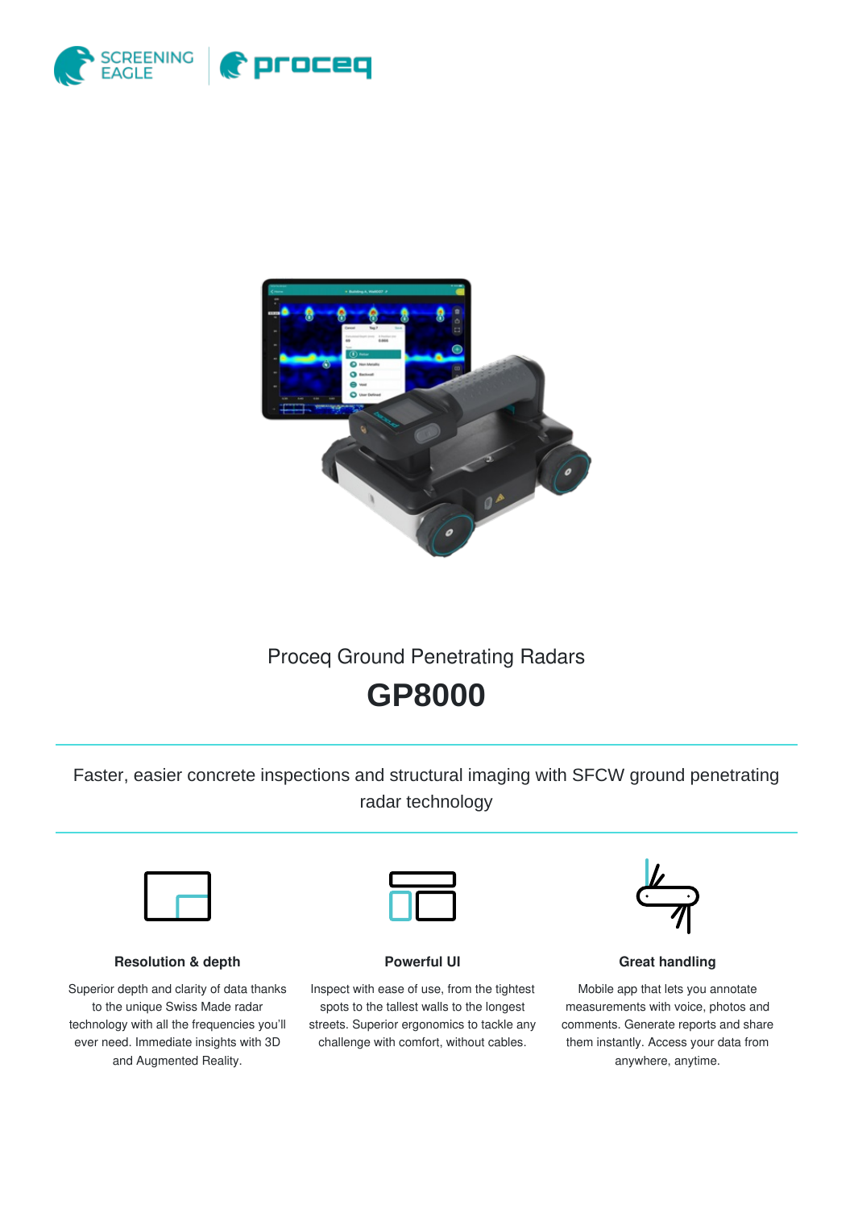Proceq Ground Penetrating Radars

# GP8000

Faster, easier concrete inspections and structural imaging with SFCW ground penetrating radar technology

### Resolution & depth

Superior depth and clarity of data thanks to the unique Swiss Made radar technology with all the frequencies you'll ever need. Immediate insights with 3D and Augmented Reality.

### Powerful UI

Inspect with ease of use, from the tightest spots to the tallest walls to the longest streets. Superior ergonomics to tackle any challenge with comfort, without cables.

### Great handling

Mobile app that lets you annotate measurements with voice, photos and comments. Generate reports and share them instantly. Access your data from anywhere, anytime.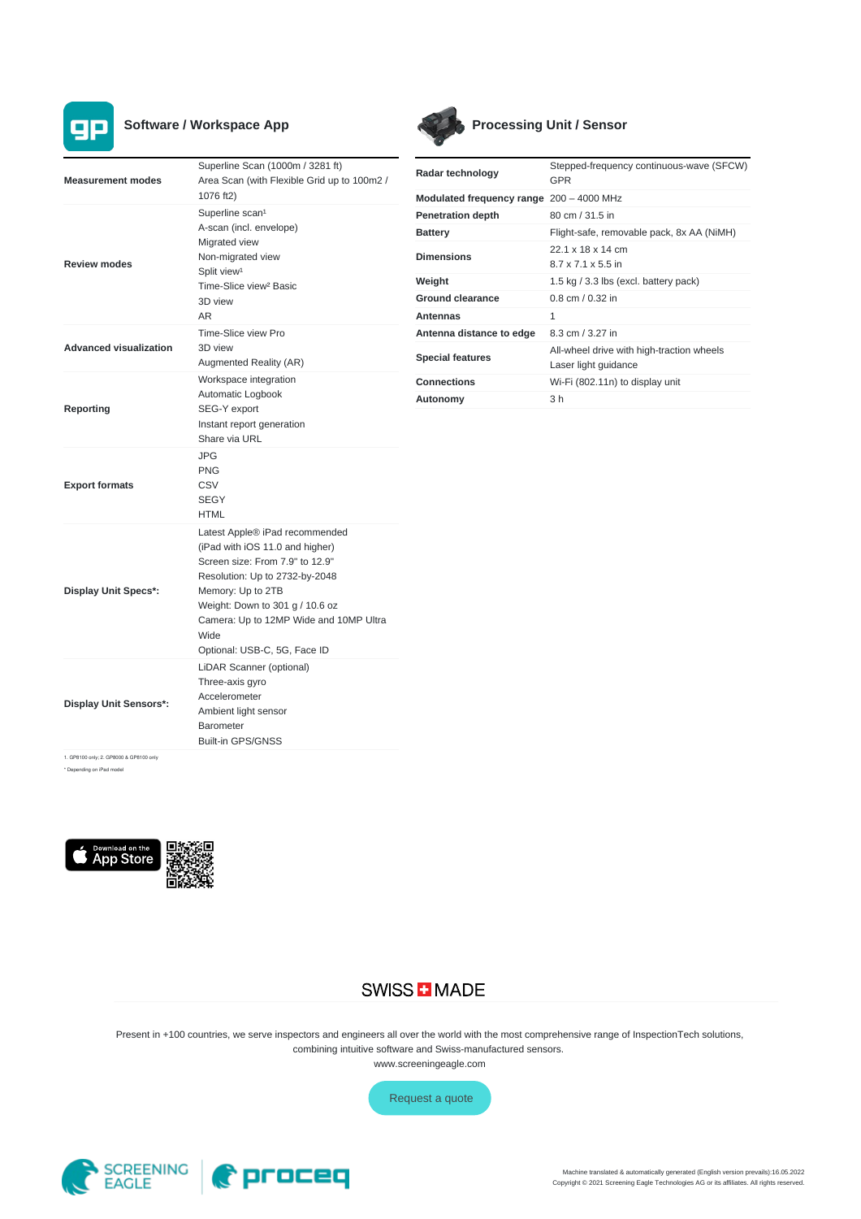## Software / Workspace App

| | |
|---|---|
| **Measurement modes** | Superline Scan (1000m / 3281 ft)<br>Area Scan (with Flexible Grid up to 100m2 / 1076 ft2) |
| **Review modes** | Superline scan[1]<br>A-scan (incl. envelope)<br>Migrated view<br>Non-migrated view<br>Split view[1]<br>Time-Slice view[2] Basic<br>3D view<br>AR |
| **Advanced visualization** | Time-Slice view Pro<br>3D view<br>Augmented Reality (AR) |
| **Reporting** | Workspace integration<br>Automatic Logbook<br>SEG-Y export<br>Instant report generation<br>Share via URL |
| **Export formats** | JPG<br>PNG<br>CSV<br>SEGY<br>HTML |
| **Display Unit Specs*:** | Latest Apple® iPad recommended<br>(iPad with iOS 11.0 and higher)<br>Screen size: From 7.9" to 12.9"<br>Resolution: Up to 2732-by-2048<br>Memory: Up to 2TB<br>Weight: Down to 301 g / 10.6 oz<br>Camera: Up to 12MP Wide and 10MP Ultra Wide<br>Optional: USB-C, 5G, Face ID |
| **Display Unit Sensors*:** | LiDAR Scanner (optional)<br>Three-axis gyro<br>Accelerometer<br>Ambient light sensor<br>Barometer<br>Built-in GPS/GNSS |

1. GP8100 only; 2. GP8000 & GP8100 only

* Depending on iPad model

## Processing Unit / Sensor

| | |
|---|---|
| **Radar technology** | Stepped-frequency continuous-wave (SFCW) GPR |
| **Modulated frequency range** | 200 – 4000 MHz |
| **Penetration depth** | 80 cm / 31.5 in |
| **Battery** | Flight-safe, removable pack, 8x AA (NiMH) |
| **Dimensions** | 22.1 x 18 x 14 cm<br>8.7 x 7.1 x 5.5 in |
| **Weight** | 1.5 kg / 3.3 lbs (excl. battery pack) |
| **Ground clearance** | 0.8 cm / 0.32 in |
| **Antennas** | 1 |
| **Antenna distance to edge** | 8.3 cm / 3.27 in |
| **Special features** | All-wheel drive with high-traction wheels<br>Laser light guidance |
| **Connections** | Wi-Fi (802.11n) to display unit |
| **Autonomy** | 3 h |

Download on the App Store

SWISS MADE

Present in +100 countries, we serve inspectors and engineers all over the world with the most comprehensive range of InspectionTech solutions, combining intuitive software and Swiss-manufactured sensors.
www.screeningeagle.com

Request a quote

SCREENING EAGLE proceq

Machine translated & automatically generated (English version prevails):16.05.2022
Copyright © 2021 Screening Eagle Technologies AG or its affiliates. All rights reserved.